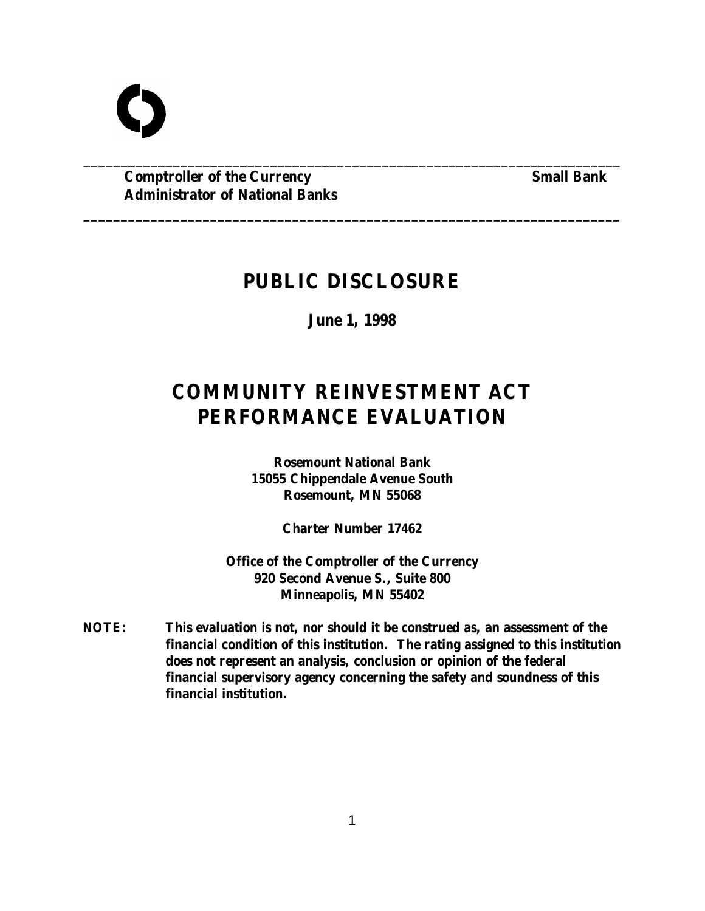**Comptroller of the Currency** **Small Bank**
**Administrator of National Banks**

---

# PUBLIC DISCLOSURE

**June 1, 1998**

# COMMUNITY REINVESTMENT ACT PERFORMANCE EVALUATION

**Rosemount National Bank**
**15055 Chippendale Avenue South**
**Rosemount, MN 55068**

**Charter Number 17462**

**Office of the Comptroller of the Currency**
**920 Second Avenue S., Suite 800**
**Minneapolis, MN 55402**

**NOTE:** **This evaluation is not, nor should it be construed as, an assessment of the financial condition of this institution. The rating assigned to this institution does not represent an analysis, conclusion or opinion of the federal financial supervisory agency concerning the safety and soundness of this financial institution.**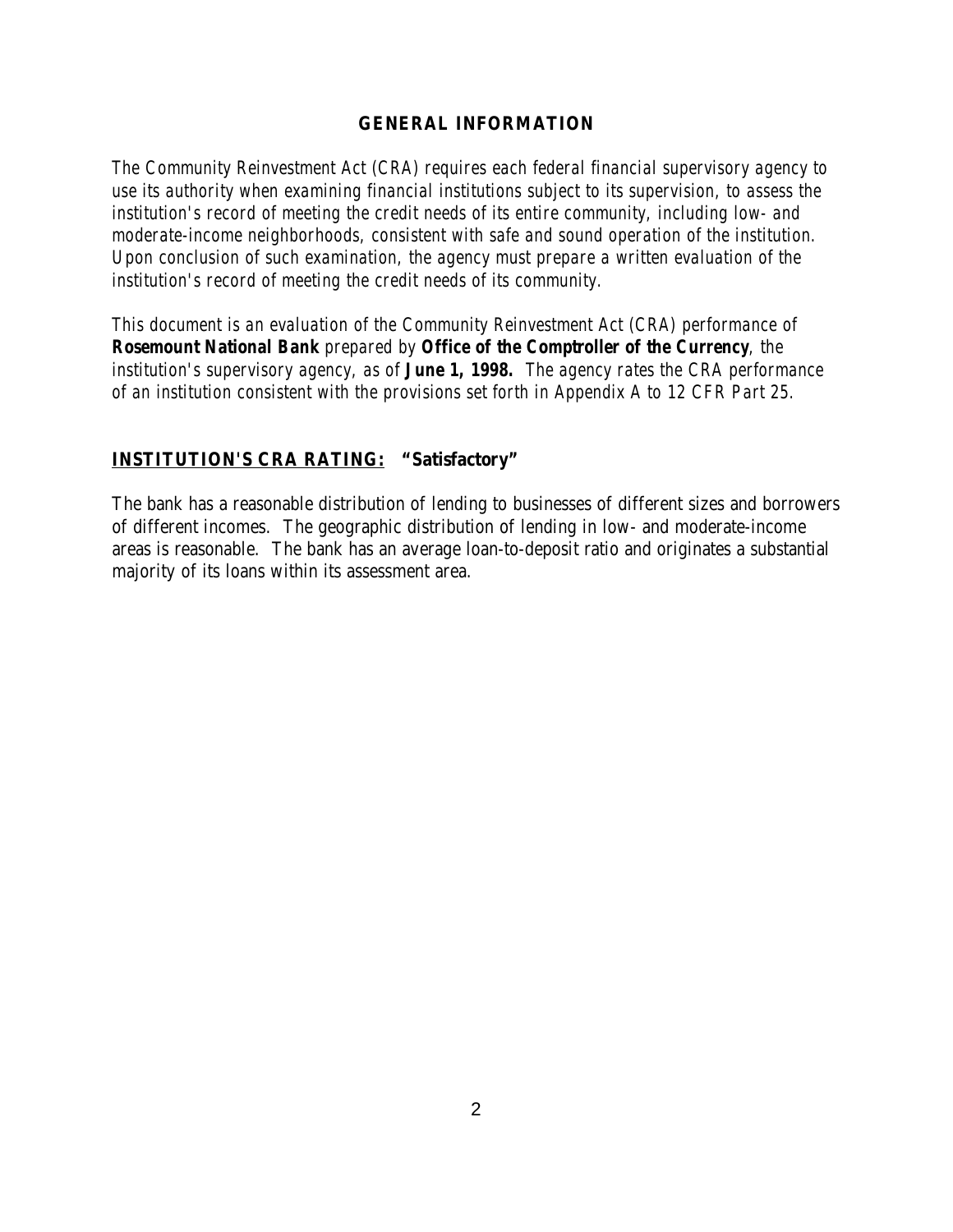## GENERAL INFORMATION

*The Community Reinvestment Act (CRA) requires each federal financial supervisory agency to use its authority when examining financial institutions subject to its supervision, to assess the institution's record of meeting the credit needs of its entire community, including low- and moderate-income neighborhoods, consistent with safe and sound operation of the institution. Upon conclusion of such examination, the agency must prepare a written evaluation of the institution's record of meeting the credit needs of its community.*

*This document is an evaluation of the Community Reinvestment Act (CRA) performance of* **Rosemount National Bank** *prepared by* **Office of the Comptroller of the Currency**, *the institution's supervisory agency, as of* **June 1, 1998.** *The agency rates the CRA performance of an institution consistent with the provisions set forth in Appendix A to 12 CFR Part 25.*

## INSTITUTION'S CRA RATING: "Satisfactory"

The bank has a reasonable distribution of lending to businesses of different sizes and borrowers of different incomes. The geographic distribution of lending in low- and moderate-income areas is reasonable. The bank has an average loan-to-deposit ratio and originates a substantial majority of its loans within its assessment area.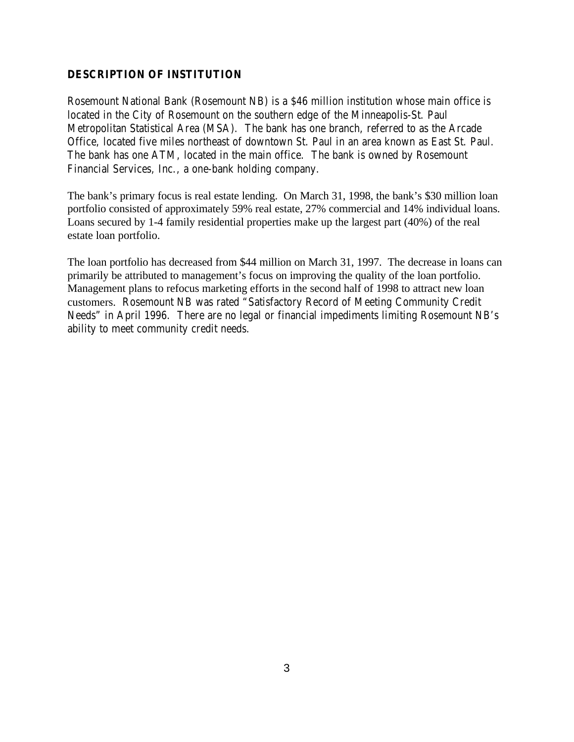## DESCRIPTION OF INSTITUTION

Rosemount National Bank (Rosemount NB) is a $46 million institution whose main office is located in the City of Rosemount on the southern edge of the Minneapolis-St. Paul Metropolitan Statistical Area (MSA). The bank has one branch, referred to as the Arcade Office, located five miles northeast of downtown St. Paul in an area known as East St. Paul. The bank has one ATM, located in the main office. The bank is owned by Rosemount Financial Services, Inc., a one-bank holding company.

The bank's primary focus is real estate lending. On March 31, 1998, the bank's $30 million loan portfolio consisted of approximately 59% real estate, 27% commercial and 14% individual loans. Loans secured by 1-4 family residential properties make up the largest part (40%) of the real estate loan portfolio.

The loan portfolio has decreased from $44 million on March 31, 1997. The decrease in loans can primarily be attributed to management's focus on improving the quality of the loan portfolio. Management plans to refocus marketing efforts in the second half of 1998 to attract new loan customers. Rosemount NB was rated "Satisfactory Record of Meeting Community Credit Needs" in April 1996. There are no legal or financial impediments limiting Rosemount NB's ability to meet community credit needs.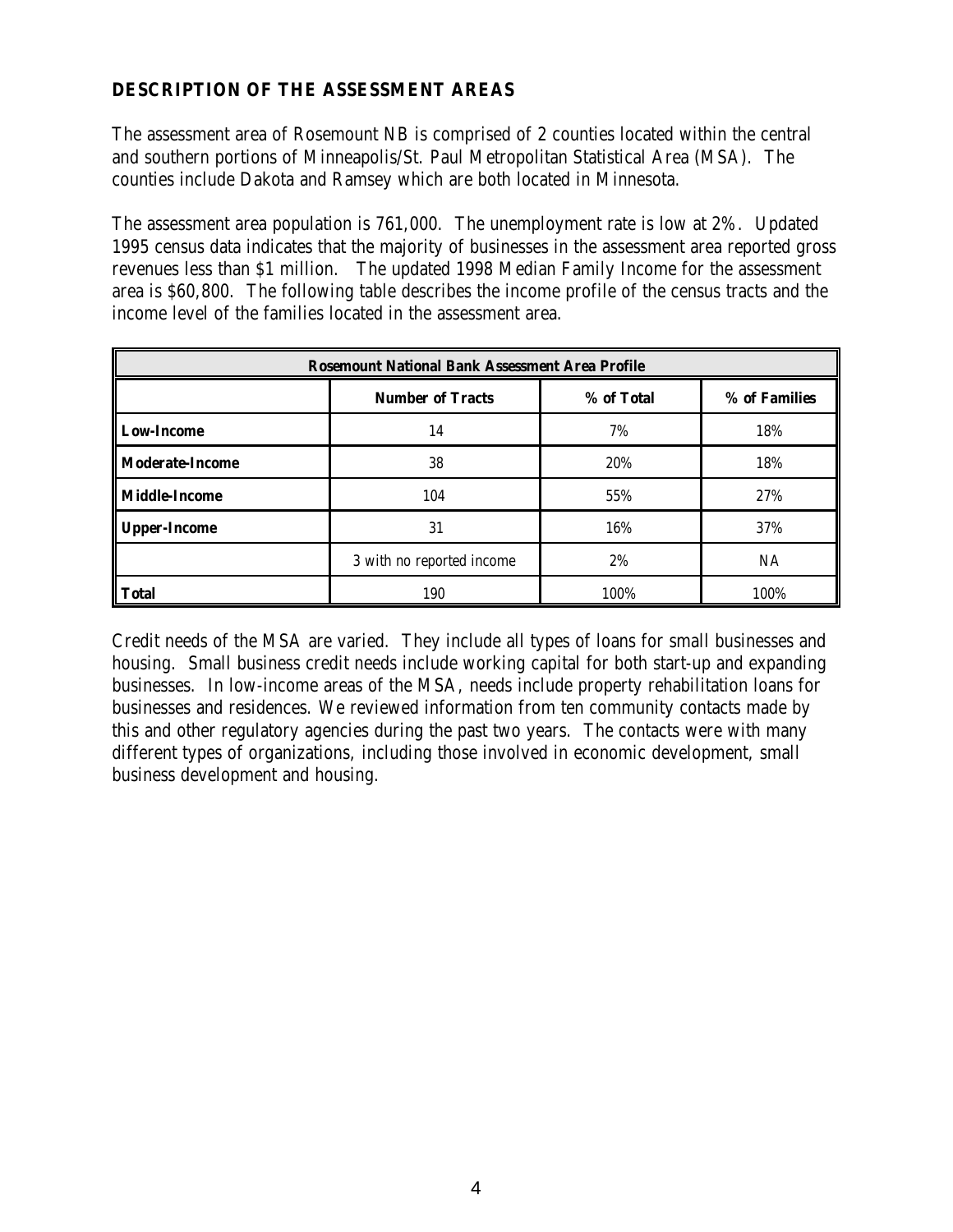## DESCRIPTION OF THE ASSESSMENT AREAS

The assessment area of Rosemount NB is comprised of 2 counties located within the central and southern portions of Minneapolis/St. Paul Metropolitan Statistical Area (MSA). The counties include Dakota and Ramsey which are both located in Minnesota.

The assessment area population is 761,000. The unemployment rate is low at 2%. Updated 1995 census data indicates that the majority of businesses in the assessment area reported gross revenues less than $1 million. The updated 1998 Median Family Income for the assessment area is $60,800. The following table describes the income profile of the census tracts and the income level of the families located in the assessment area.

| Rosemount National Bank Assessment Area Profile | | | |
|---|---|---|---|
| | **Number of Tracts** | **% of Total** | **% of Families** |
| **Low-Income** | 14 | 7% | 18% |
| **Moderate-Income** | 38 | 20% | 18% |
| **Middle-Income** | 104 | 55% | 27% |
| **Upper-Income** | 31 | 16% | 37% |
| | 3 with no reported income | 2% | NA |
| **Total** | 190 | 100% | 100% |

Credit needs of the MSA are varied. They include all types of loans for small businesses and housing. Small business credit needs include working capital for both start-up and expanding businesses. In low-income areas of the MSA, needs include property rehabilitation loans for businesses and residences. We reviewed information from ten community contacts made by this and other regulatory agencies during the past two years. The contacts were with many different types of organizations, including those involved in economic development, small business development and housing.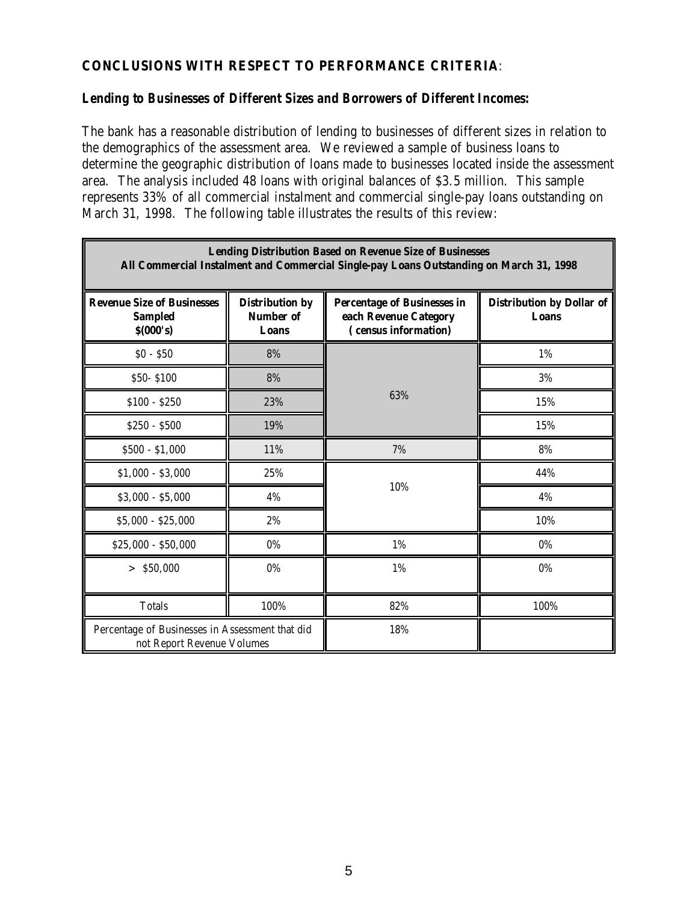**CONCLUSIONS WITH RESPECT TO PERFORMANCE CRITERIA**:

***Lending to Businesses of Different Sizes and Borrowers of Different Incomes:***

The bank has a reasonable distribution of lending to businesses of different sizes in relation to the demographics of the assessment area. We reviewed a sample of business loans to determine the geographic distribution of loans made to businesses located inside the assessment area. The analysis included 48 loans with original balances of $3.5 million. This sample represents 33% of all commercial instalment and commercial single-pay loans outstanding on March 31, 1998. The following table illustrates the results of this review:

| **Lending Distribution Based on Revenue Size of Businesses<br>All Commercial Instalment and Commercial Single-pay Loans Outstanding on March 31, 1998** | | | |
|---|---|---|---|
| **Revenue Size of Businesses Sampled $(000's)** | **Distribution by Number of Loans** | **Percentage of Businesses in each Revenue Category (census information)** | **Distribution by Dollar of Loans** |
| $0 - $50 | 8% | 63% | 1% |
| $50- $100 | 8% | | 3% |
| $100 - $250 | 23% | | 15% |
| $250 - $500 | 19% | | 15% |
| $500 - $1,000 | 11% | 7% | 8% |
| $1,000 - $3,000 | 25% | 10% | 44% |
| $3,000 - $5,000 | 4% | | 4% |
| $5,000 - $25,000 | 2% | | 10% |
| $25,000 - $50,000 | 0% | 1% | 0% |
| > $50,000 | 0% | 1% | 0% |
| Totals | 100% | 82% | 100% |
| Percentage of Businesses in Assessment that did not Report Revenue Volumes | | 18% | |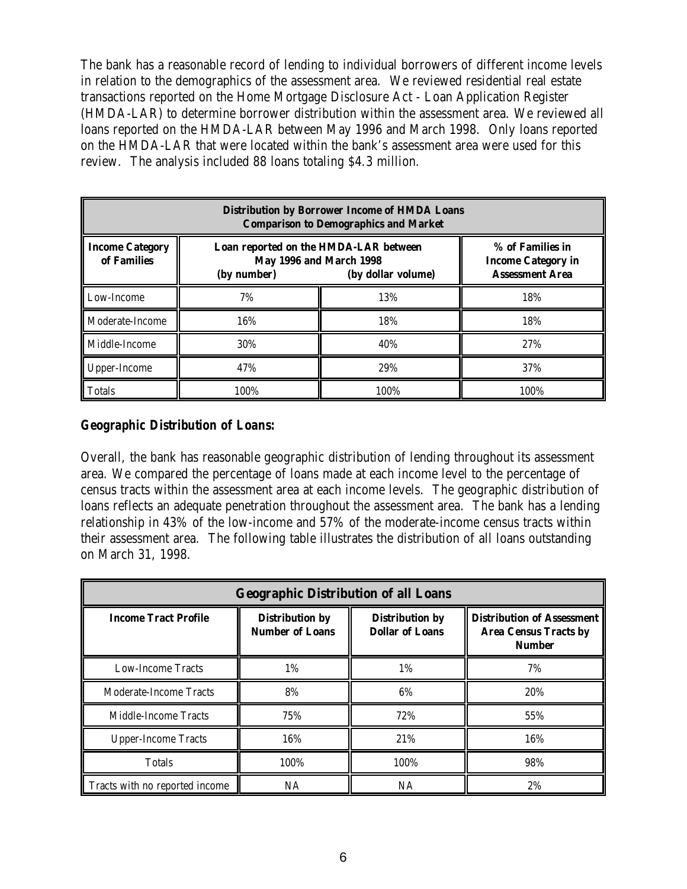The bank has a reasonable record of lending to individual borrowers of different income levels in relation to the demographics of the assessment area. We reviewed residential real estate transactions reported on the Home Mortgage Disclosure Act - Loan Application Register (HMDA-LAR) to determine borrower distribution within the assessment area. We reviewed all loans reported on the HMDA-LAR between May 1996 and March 1998. Only loans reported on the HMDA-LAR that were located within the bank's assessment area were used for this review. The analysis included 88 loans totaling $4.3 million.

| **Distribution by Borrower Income of HMDA Loans Comparison to Demographics and Market** | | | |
|---|---|---|---|
| **Income Category of Families** | **Loan reported on the HMDA-LAR between May 1996 and March 1998 (by number)** | **(by dollar volume)** | **% of Families in Income Category in Assessment Area** |
| Low-Income | 7% | 13% | 18% |
| Moderate-Income | 16% | 18% | 18% |
| Middle-Income | 30% | 40% | 27% |
| Upper-Income | 47% | 29% | 37% |
| Totals | 100% | 100% | 100% |

### *Geographic Distribution of Loans:*

Overall, the bank has reasonable geographic distribution of lending throughout its assessment area. We compared the percentage of loans made at each income level to the percentage of census tracts within the assessment area at each income levels. The geographic distribution of loans reflects an adequate penetration throughout the assessment area. The bank has a lending relationship in 43% of the low-income and 57% of the moderate-income census tracts within their assessment area. The following table illustrates the distribution of all loans outstanding on March 31, 1998.

| **Geographic Distribution of all Loans** | | | |
|---|---|---|---|
| **Income Tract Profile** | **Distribution by Number of Loans** | **Distribution by Dollar of Loans** | **Distribution of Assessment Area Census Tracts by Number** |
| Low-Income Tracts | 1% | 1% | 7% |
| Moderate-Income Tracts | 8% | 6% | 20% |
| Middle-Income Tracts | 75% | 72% | 55% |
| Upper-Income Tracts | 16% | 21% | 16% |
| Totals | 100% | 100% | 98% |
| Tracts with no reported income | NA | NA | 2% |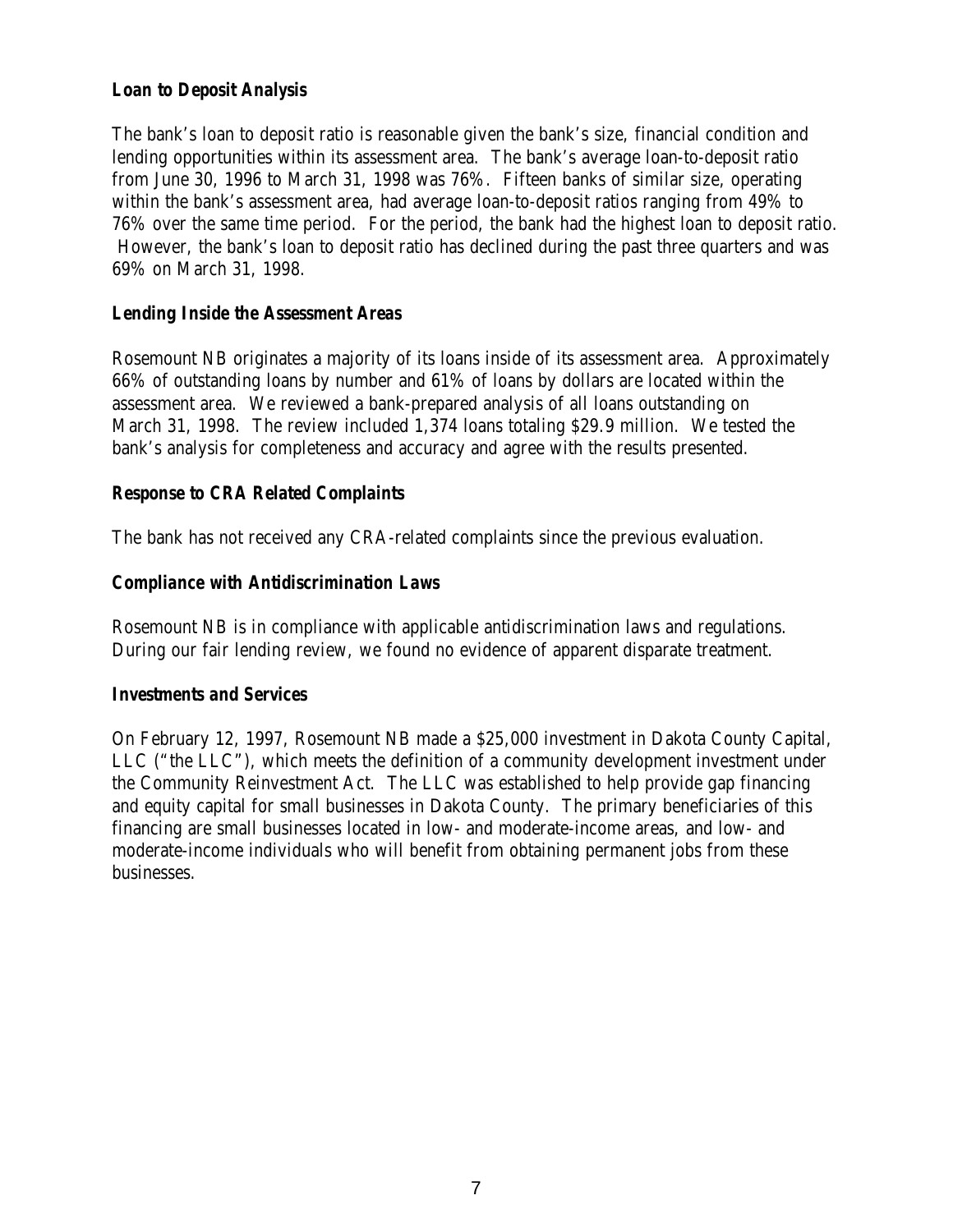### Loan to Deposit Analysis

The bank's loan to deposit ratio is reasonable given the bank's size, financial condition and lending opportunities within its assessment area. The bank's average loan-to-deposit ratio from June 30, 1996 to March 31, 1998 was 76%. Fifteen banks of similar size, operating within the bank's assessment area, had average loan-to-deposit ratios ranging from 49% to 76% over the same time period. For the period, the bank had the highest loan to deposit ratio. However, the bank's loan to deposit ratio has declined during the past three quarters and was 69% on March 31, 1998.

### Lending Inside the Assessment Areas

Rosemount NB originates a majority of its loans inside of its assessment area. Approximately 66% of outstanding loans by number and 61% of loans by dollars are located within the assessment area. We reviewed a bank-prepared analysis of all loans outstanding on March 31, 1998. The review included 1,374 loans totaling $29.9 million. We tested the bank's analysis for completeness and accuracy and agree with the results presented.

### Response to CRA Related Complaints

The bank has not received any CRA-related complaints since the previous evaluation.

### Compliance with Antidiscrimination Laws

Rosemount NB is in compliance with applicable antidiscrimination laws and regulations. During our fair lending review, we found no evidence of apparent disparate treatment.

### Investments and Services

On February 12, 1997, Rosemount NB made a $25,000 investment in Dakota County Capital, LLC ("the LLC"), which meets the definition of a community development investment under the Community Reinvestment Act. The LLC was established to help provide gap financing and equity capital for small businesses in Dakota County. The primary beneficiaries of this financing are small businesses located in low- and moderate-income areas, and low- and moderate-income individuals who will benefit from obtaining permanent jobs from these businesses.